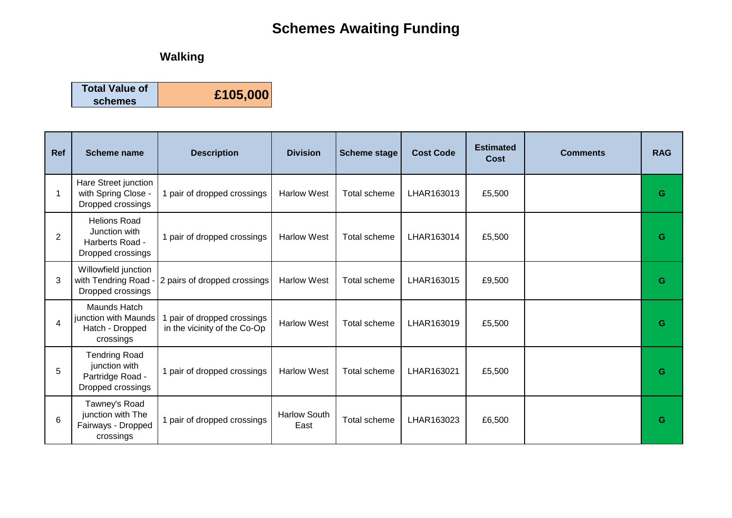# Schemes Awaiting Funding

## Walking

| Total Value of schemes | £105,000 |
|---|---|

| Ref | Scheme name | Description | Division | Scheme stage | Cost Code | Estimated Cost | Comments | RAG |
|---|---|---|---|---|---|---|---|---|
| 1 | Hare Street junction with Spring Close - Dropped crossings | 1 pair of dropped crossings | Harlow West | Total scheme | LHAR163013 | £5,500 | | G |
| 2 | Helions Road Junction with Harberts Road - Dropped crossings | 1 pair of dropped crossings | Harlow West | Total scheme | LHAR163014 | £5,500 | | G |
| 3 | Willowfield junction with Tendring Road - Dropped crossings | 2 pairs of dropped crossings | Harlow West | Total scheme | LHAR163015 | £9,500 | | G |
| 4 | Maunds Hatch junction with Maunds Hatch - Dropped crossings | 1 pair of dropped crossings in the vicinity of the Co-Op | Harlow West | Total scheme | LHAR163019 | £5,500 | | G |
| 5 | Tendring Road junction with Partridge Road - Dropped crossings | 1 pair of dropped crossings | Harlow West | Total scheme | LHAR163021 | £5,500 | | G |
| 6 | Tawney's Road junction with The Fairways - Dropped crossings | 1 pair of dropped crossings | Harlow South East | Total scheme | LHAR163023 | £6,500 | | G |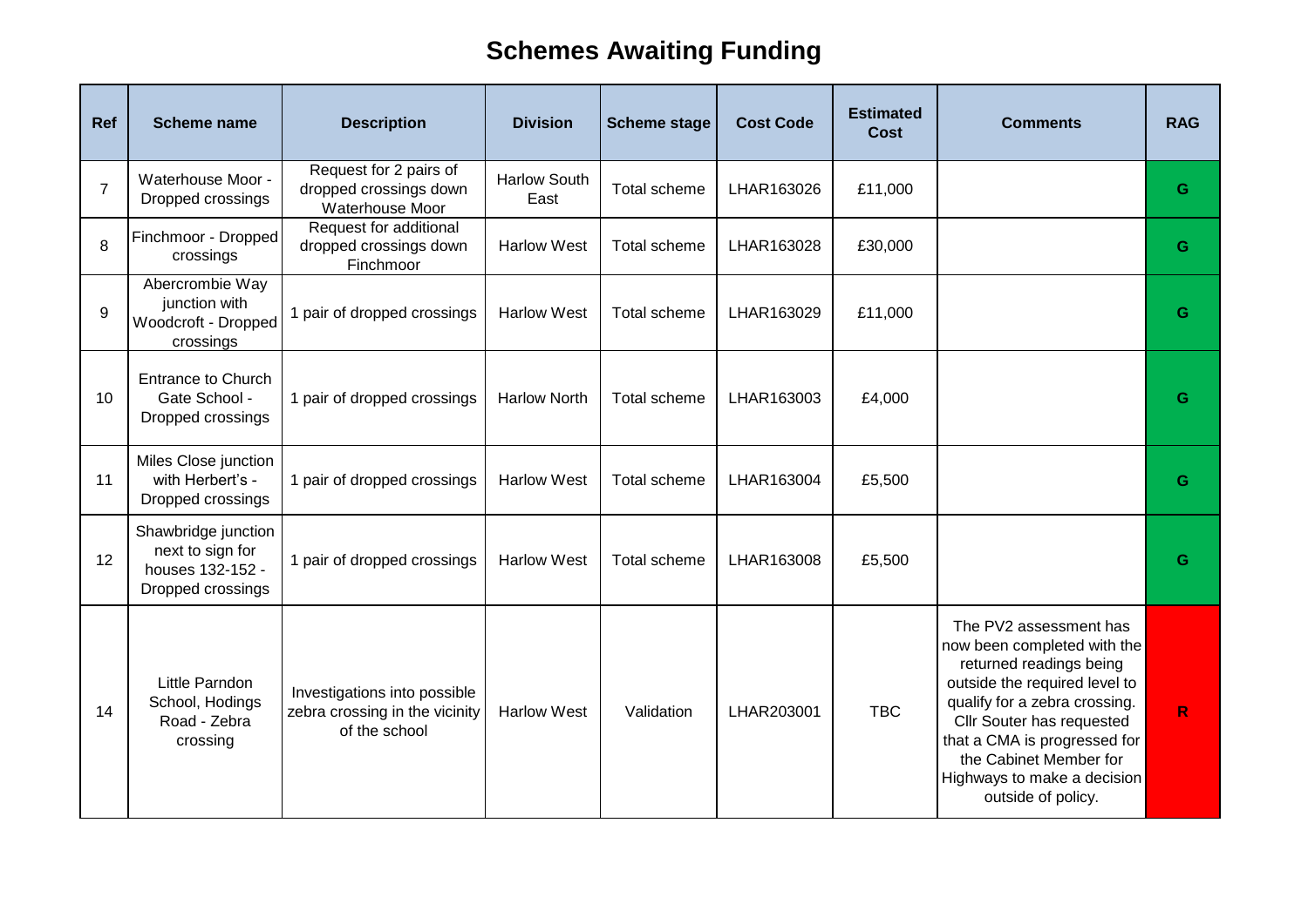# Schemes Awaiting Funding

| Ref | Scheme name | Description | Division | Scheme stage | Cost Code | Estimated Cost | Comments | RAG |
|---|---|---|---|---|---|---|---|---|
| 7 | Waterhouse Moor - Dropped crossings | Request for 2 pairs of dropped crossings down Waterhouse Moor | Harlow South East | Total scheme | LHAR163026 | £11,000 | | G |
| 8 | Finchmoor - Dropped crossings | Request for additional dropped crossings down Finchmoor | Harlow West | Total scheme | LHAR163028 | £30,000 | | G |
| 9 | Abercrombie Way junction with Woodcroft - Dropped crossings | 1 pair of dropped crossings | Harlow West | Total scheme | LHAR163029 | £11,000 | | G |
| 10 | Entrance to Church Gate School - Dropped crossings | 1 pair of dropped crossings | Harlow North | Total scheme | LHAR163003 | £4,000 | | G |
| 11 | Miles Close junction with Herbert's - Dropped crossings | 1 pair of dropped crossings | Harlow West | Total scheme | LHAR163004 | £5,500 | | G |
| 12 | Shawbridge junction next to sign for houses 132-152 - Dropped crossings | 1 pair of dropped crossings | Harlow West | Total scheme | LHAR163008 | £5,500 | | G |
| 14 | Little Parndon School, Hodings Road - Zebra crossing | Investigations into possible zebra crossing in the vicinity of the school | Harlow West | Validation | LHAR203001 | TBC | The PV2 assessment has now been completed with the returned readings being outside the required level to qualify for a zebra crossing. Cllr Souter has requested that a CMA is progressed for the Cabinet Member for Highways to make a decision outside of policy. | R |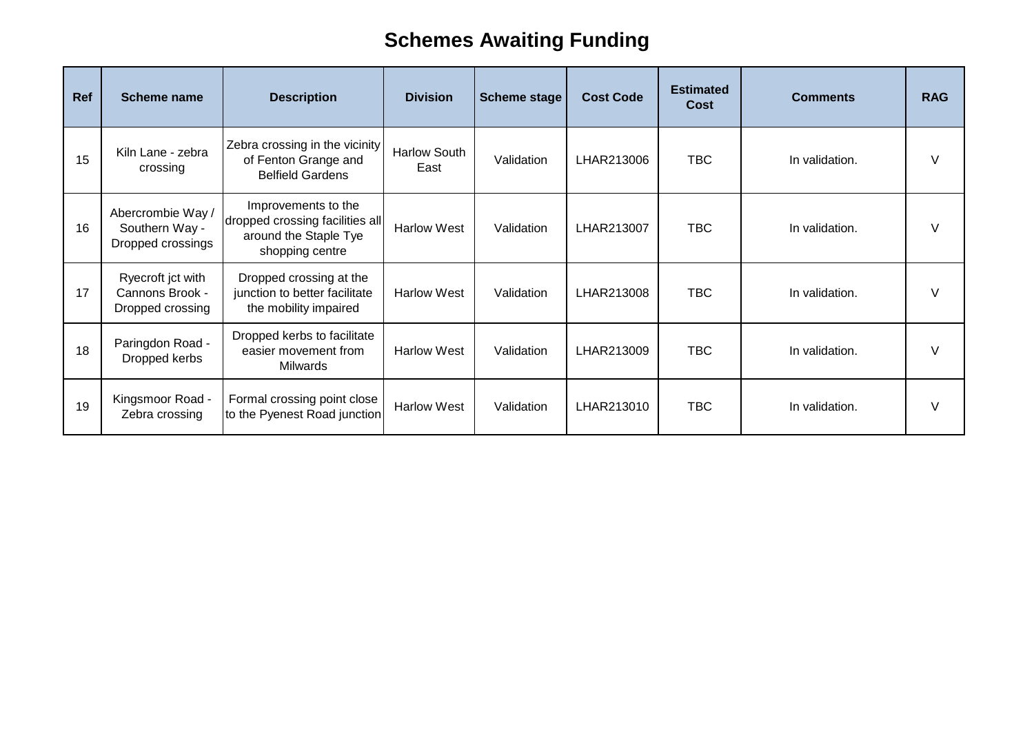# Schemes Awaiting Funding

| Ref | Scheme name | Description | Division | Scheme stage | Cost Code | Estimated Cost | Comments | RAG |
|---|---|---|---|---|---|---|---|---|
| 15 | Kiln Lane - zebra crossing | Zebra crossing in the vicinity of Fenton Grange and Belfield Gardens | Harlow South East | Validation | LHAR213006 | TBC | In validation. | V |
| 16 | Abercrombie Way / Southern Way - Dropped crossings | Improvements to the dropped crossing facilities all around the Staple Tye shopping centre | Harlow West | Validation | LHAR213007 | TBC | In validation. | V |
| 17 | Ryecroft jct with Cannons Brook - Dropped crossing | Dropped crossing at the junction to better facilitate the mobility impaired | Harlow West | Validation | LHAR213008 | TBC | In validation. | V |
| 18 | Paringdon Road - Dropped kerbs | Dropped kerbs to facilitate easier movement from Milwards | Harlow West | Validation | LHAR213009 | TBC | In validation. | V |
| 19 | Kingsmoor Road - Zebra crossing | Formal crossing point close to the Pyenest Road junction | Harlow West | Validation | LHAR213010 | TBC | In validation. | V |